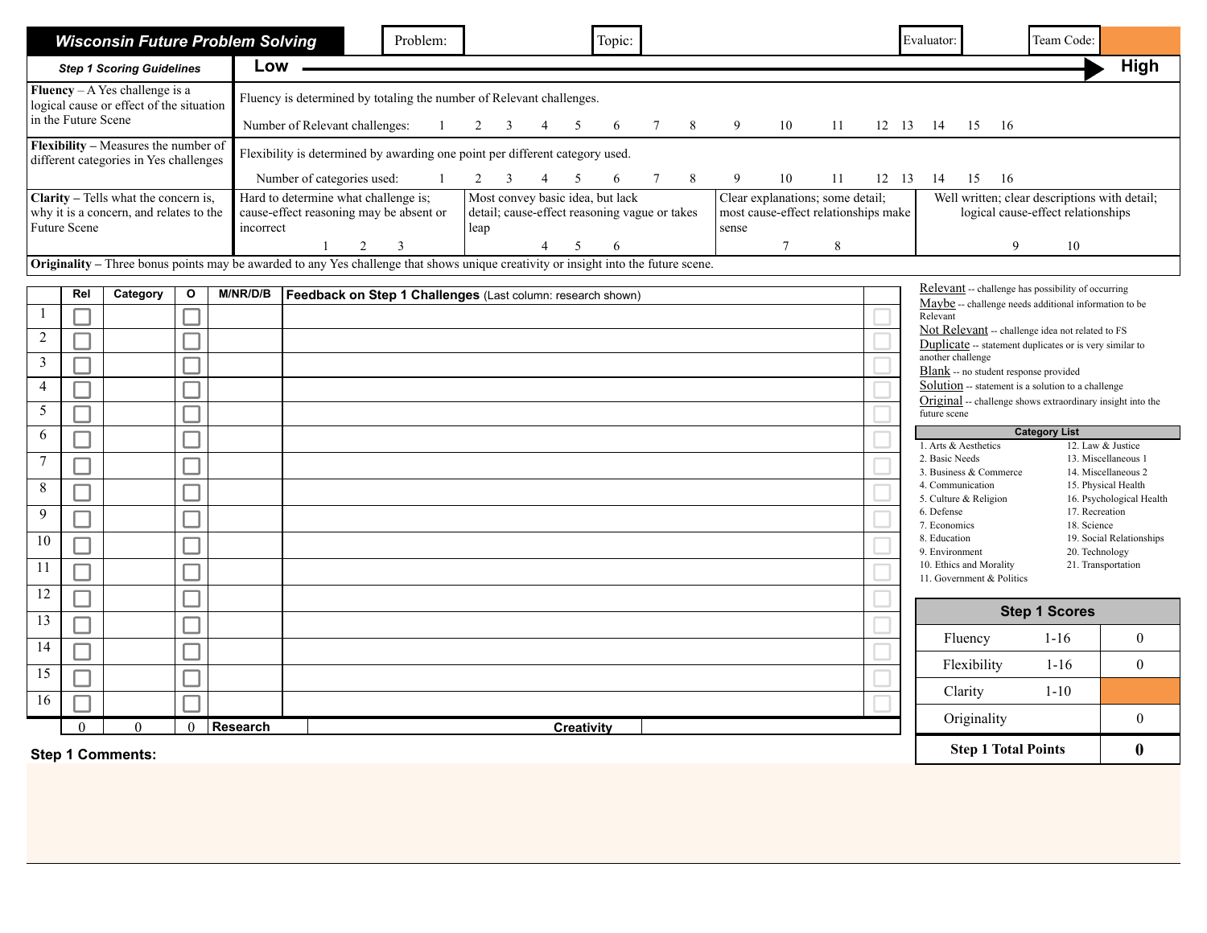# Wisconsin Future Problem Solving

| Problem: | | Topic: | | Evaluator: | | Team Code: | |
|---|---|---|---|---|---|---|---|

| Step 1 Scoring Guidelines | Low → High |
|---|---|
| **Fluency** – A Yes challenge is a logical cause or effect of the situation in the Future Scene | Fluency is determined by totaling the number of Relevant challenges.<br>Number of Relevant challenges: 1 2 3 4 5 6 7 8 9 10 11 12 13 14 15 16 |
| **Flexibility** – Measures the number of different categories in Yes challenges | Flexibility is determined by awarding one point per different category used.<br>Number of categories used: 1 2 3 4 5 6 7 8 9 10 11 12 13 14 15 16 |
| **Clarity** – Tells what the concern is, why it is a concern, and relates to the Future Scene | Hard to determine what challenge is; cause-effect reasoning may be absent or incorrect: 1 2 3<br>Most convey basic idea, but lack detail; cause-effect reasoning vague or takes leap: 4 5 6<br>Clear explanations; some detail; most cause-effect relationships make sense: 7 8<br>Well written; clear descriptions with detail; logical cause-effect relationships: 9 10 |

**Originality** – Three bonus points may be awarded to any Yes challenge that shows unique creativity or insight into the future scene.

| | Rel | Category | O | M/NR/D/B | Feedback on Step 1 Challenges (Last column: research shown) | |
|---|---|---|---|---|---|---|
| 1 | ☐ | | ☐ | | | ☐ |
| 2 | ☐ | | ☐ | | | ☐ |
| 3 | ☐ | | ☐ | | | ☐ |
| 4 | ☐ | | ☐ | | | ☐ |
| 5 | ☐ | | ☐ | | | ☐ |
| 6 | ☐ | | ☐ | | | ☐ |
| 7 | ☐ | | ☐ | | | ☐ |
| 8 | ☐ | | ☐ | | | ☐ |
| 9 | ☐ | | ☐ | | | ☐ |
| 10 | ☐ | | ☐ | | | ☐ |
| 11 | ☐ | | ☐ | | | ☐ |
| 12 | ☐ | | ☐ | | | ☐ |
| 13 | ☐ | | ☐ | | | ☐ |
| 14 | ☐ | | ☐ | | | ☐ |
| 15 | ☐ | | ☐ | | | ☐ |
| 16 | ☐ | | ☐ | | | ☐ |
| | 0 | 0 | 0 | **Research** | **Creativity** | |

Relevant -- challenge has possibility of occurring
Maybe -- challenge needs additional information to be Relevant
Not Relevant -- challenge idea not related to FS
Duplicate -- statement duplicates or is very similar to another challenge
Blank -- no student response provided
Solution -- statement is a solution to a challenge
Original -- challenge shows extraordinary insight into the future scene

**Category List**

| | |
|---|---|
| 1. Arts & Aesthetics | 12. Law & Justice |
| 2. Basic Needs | 13. Miscellaneous 1 |
| 3. Business & Commerce | 14. Miscellaneous 2 |
| 4. Communication | 15. Physical Health |
| 5. Culture & Religion | 16. Psychological Health |
| 6. Defense | 17. Recreation |
| 7. Economics | 18. Science |
| 8. Education | 19. Social Relationships |
| 9. Environment | 20. Technology |
| 10. Ethics and Morality | 21. Transportation |
| 11. Government & Politics | |

**Step 1 Scores**

| | | |
|---|---|---|
| Fluency | 1-16 | 0 |
| Flexibility | 1-16 | 0 |
| Clarity | 1-10 | |
| Originality | | 0 |
| **Step 1 Total Points** | | **0** |

**Step 1 Comments:**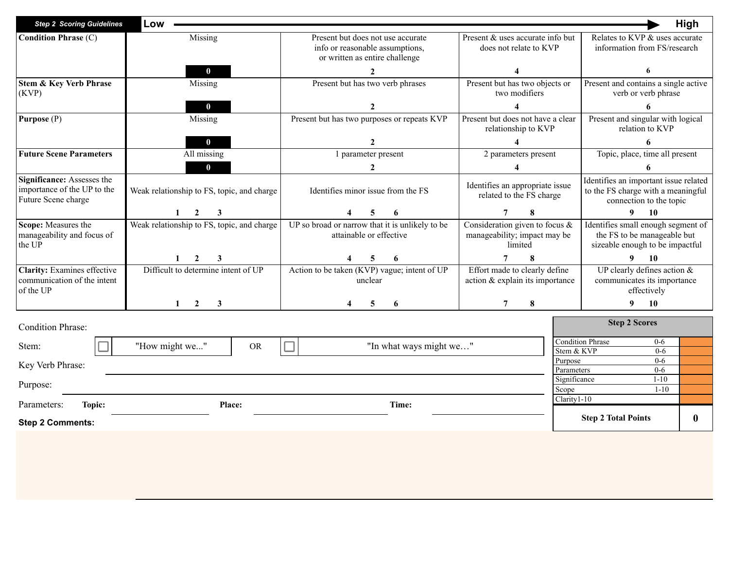| Step 2 Scoring Guidelines | Low | | | High |
|---|---|---|---|---|
| **Condition Phrase** (C) | Missing<br>**0** | Present but does not use accurate info or reasonable assumptions, or written as entire challenge<br>**2** | Present & uses accurate info but does not relate to KVP<br>**4** | Relates to KVP & uses accurate information from FS/research<br>**6** |
| **Stem & Key Verb Phrase** (KVP) | Missing<br>**0** | Present but has two verb phrases<br>**2** | Present but has two objects or two modifiers<br>**4** | Present and contains a single active verb or verb phrase<br>**6** |
| **Purpose** (P) | Missing<br>**0** | Present but has two purposes or repeats KVP<br>**2** | Present but does not have a clear relationship to KVP<br>**4** | Present and singular with logical relation to KVP<br>**6** |
| **Future Scene Parameters** | All missing<br>**0** | 1 parameter present<br>**2** | 2 parameters present<br>**4** | Topic, place, time all present<br>**6** |
| **Significance:** Assesses the importance of the UP to the Future Scene charge | Weak relationship to FS, topic, and charge<br>**1 2 3** | Identifies minor issue from the FS<br>**4 5 6** | Identifies an appropriate issue related to the FS charge<br>**7 8** | Identifies an important issue related to the FS charge with a meaningful connection to the topic<br>**9 10** |
| **Scope:** Measures the manageability and focus of the UP | Weak relationship to FS, topic, and charge<br>**1 2 3** | UP so broad or narrow that it is unlikely to be attainable or effective<br>**4 5 6** | Consideration given to focus & manageability; impact may be limited<br>**7 8** | Identifies small enough segment of the FS to be manageable but sizeable enough to be impactful<br>**9 10** |
| **Clarity:** Examines effective communication of the intent of the UP | Difficult to determine intent of UP<br>**1 2 3** | Action to be taken (KVP) vague; intent of UP unclear<br>**4 5 6** | Effort made to clearly define action & explain its importance<br>**7 8** | UP clearly defines action & communicates its importance effectively<br>**9 10** |

Condition Phrase:

Stem: ☐ "How might we..." OR ☐ "In what ways might we…"

Key Verb Phrase: ______________________________

Purpose: ______________________________

Parameters: **Topic:** ______________ **Place:** ______________ **Time:** ______________

| Step 2 Scores | | |
|---|---|---|
| Condition Phrase | 0-6 | |
| Stem & KVP | 0-6 | |
| Purpose | 0-6 | |
| Parameters | 0-6 | |
| Significance | 1-10 | |
| Scope | 1-10 | |
| Clarity | 1-10 | |
| **Step 2 Total Points** | | **0** |

**Step 2 Comments:**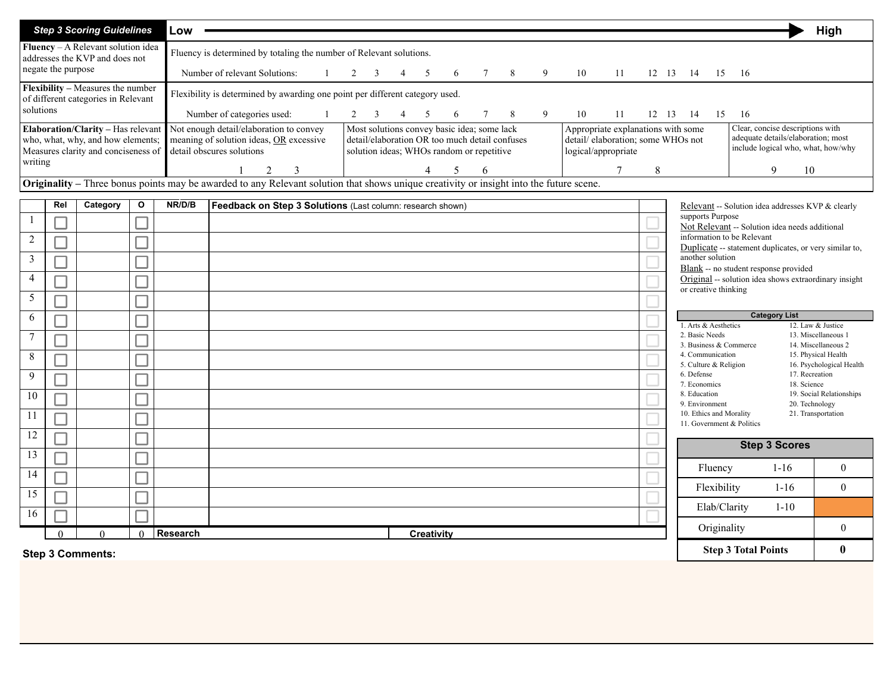| Step 3 Scoring Guidelines | Low → High | | | |
|---|---|---|---|---|
| **Fluency** – A Relevant solution idea addresses the KVP and does not negate the purpose | Fluency is determined by totaling the number of Relevant solutions.<br>Number of relevant Solutions: 1 2 3 4 5 6 7 8 9 10 11 12 13 14 15 16 | | | |
| **Flexibility** – Measures the number of different categories in Relevant solutions | Flexibility is determined by awarding one point per different category used.<br>Number of categories used: 1 2 3 4 5 6 7 8 9 10 11 12 13 14 15 16 | | | |
| **Elaboration/Clarity** – Has relevant who, what, why, and how elements; Measures clarity and conciseness of writing | Not enough detail/elaboration to convey meaning of solution ideas, OR excessive detail obscures solutions<br>1 2 3 | Most solutions convey basic idea; some lack detail/elaboration OR too much detail confuses solution ideas; WHOs random or repetitive<br>4 5 6 | Appropriate explanations with some detail/ elaboration; some WHOs not logical/appropriate<br>7 8 | Clear, concise descriptions with adequate details/elaboration; most include logical who, what, how/why<br>9 10 |

**Originality** – Three bonus points may be awarded to any Relevant solution that shows unique creativity or insight into the future scene.

| | Rel | Category | O | NR/D/B | Feedback on Step 3 Solutions (Last column: research shown) | |
|---|---|---|---|---|---|---|
| 1 | ☐ | | ☐ | | | ☐ |
| 2 | ☐ | | ☐ | | | ☐ |
| 3 | ☐ | | ☐ | | | ☐ |
| 4 | ☐ | | ☐ | | | ☐ |
| 5 | ☐ | | ☐ | | | ☐ |
| 6 | ☐ | | ☐ | | | ☐ |
| 7 | ☐ | | ☐ | | | ☐ |
| 8 | ☐ | | ☐ | | | ☐ |
| 9 | ☐ | | ☐ | | | ☐ |
| 10 | ☐ | | ☐ | | | ☐ |
| 11 | ☐ | | ☐ | | | ☐ |
| 12 | ☐ | | ☐ | | | ☐ |
| 13 | ☐ | | ☐ | | | ☐ |
| 14 | ☐ | | ☐ | | | ☐ |
| 15 | ☐ | | ☐ | | | ☐ |
| 16 | ☐ | | ☐ | | | ☐ |
| | 0 | 0 | 0 | **Research** | **Creativity** | |

Relevant -- Solution idea addresses KVP & clearly supports Purpose
Not Relevant -- Solution idea needs additional information to be Relevant
Duplicate -- statement duplicates, or very similar to, another solution
Blank -- no student response provided
Original -- solution idea shows extraordinary insight or creative thinking

| Category List | |
|---|---|
| 1. Arts & Aesthetics | 12. Law & Justice |
| 2. Basic Needs | 13. Miscellaneous 1 |
| 3. Business & Commerce | 14. Miscellaneous 2 |
| 4. Communication | 15. Physical Health |
| 5. Culture & Religion | 16. Psychological Health |
| 6. Defense | 17. Recreation |
| 7. Economics | 18. Science |
| 8. Education | 19. Social Relationships |
| 9. Environment | 20. Technology |
| 10. Ethics and Morality | 21. Transportation |
| 11. Government & Politics | |

| Step 3 Scores | | |
|---|---|---|
| Fluency | 1-16 | 0 |
| Flexibility | 1-16 | 0 |
| Elab/Clarity | 1-10 | |
| Originality | | 0 |
| **Step 3 Total Points** | | **0** |

**Step 3 Comments:**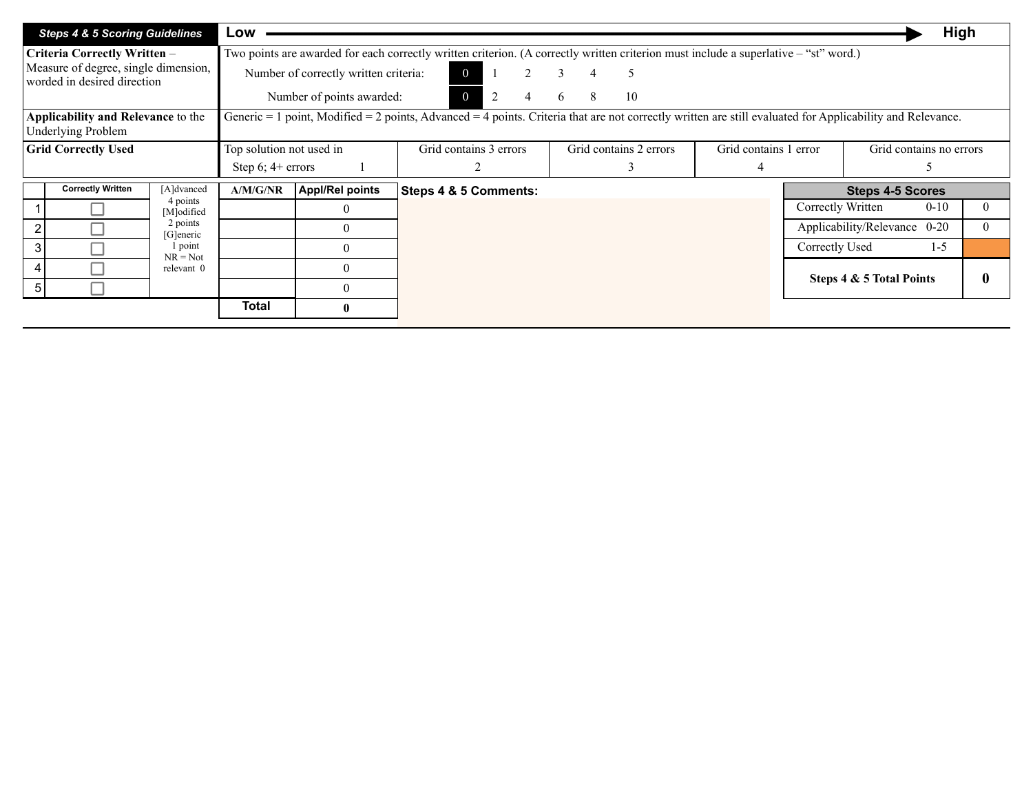| Steps 4 & 5 Scoring Guidelines | Low → High | | | | |
|---|---|---|---|---|---|
| **Criteria Correctly Written** – Measure of degree, single dimension, worded in desired direction | Two points are awarded for each correctly written criterion. (A correctly written criterion must include a superlative – "st" word.)<br>Number of correctly written criteria: 0 1 2 3 4 5<br>Number of points awarded: 0 2 4 6 8 10 | | | | |
| **Applicability and Relevance** to the Underlying Problem | Generic = 1 point, Modified = 2 points, Advanced = 4 points. Criteria that are not correctly written are still evaluated for Applicability and Relevance. | | | | |
| **Grid Correctly Used** | Top solution not used in Step 6; 4+ errors 1 | Grid contains 3 errors 2 | Grid contains 2 errors 3 | Grid contains 1 error 4 | Grid contains no errors 5 |

| | Correctly Written | [A]dvanced 4 points [M]odified 2 points [G]eneric 1 point NR = Not relevant 0 | A/M/G/NR | Appl/Rel points |
|---|---|---|---|---|
| 1 | ☐ | | | 0 |
| 2 | ☐ | | | 0 |
| 3 | ☐ | | | 0 |
| 4 | ☐ | | | 0 |
| 5 | ☐ | | | 0 |
| | | | **Total** | **0** |

**Steps 4 & 5 Comments:**

| Steps 4-5 Scores | | |
|---|---|---|
| Correctly Written | 0-10 | 0 |
| Applicability/Relevance | 0-20 | 0 |
| Correctly Used | 1-5 | |
| **Steps 4 & 5 Total Points** | | **0** |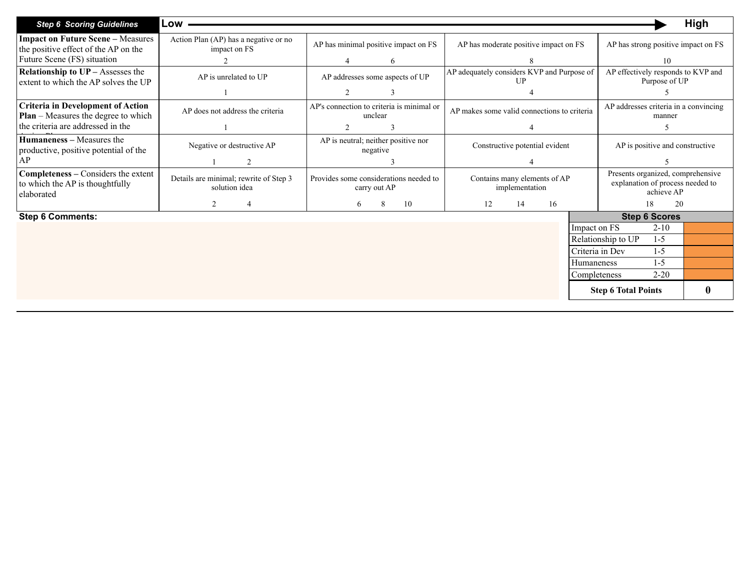| *Step 6 Scoring Guidelines* | **Low** | → | → | **High** |
|---|---|---|---|---|
| **Impact on Future Scene –** Measures the positive effect of the AP on the Future Scene (FS) situation | Action Plan (AP) has a negative or no impact on FS<br>2 | AP has minimal positive impact on FS<br>4 6 | AP has moderate positive impact on FS<br>8 | AP has strong positive impact on FS<br>10 |
| **Relationship to UP –** Assesses the extent to which the AP solves the UP | AP is unrelated to UP<br>1 | AP addresses some aspects of UP<br>2 3 | AP adequately considers KVP and Purpose of UP<br>4 | AP effectively responds to KVP and Purpose of UP<br>5 |
| **Criteria in Development of Action Plan** – Measures the degree to which the criteria are addressed in the Action Plan | AP does not address the criteria<br>1 | AP's connection to criteria is minimal or unclear<br>2 3 | AP makes some valid connections to criteria<br>4 | AP addresses criteria in a convincing manner<br>5 |
| **Humaneness –** Measures the productive, positive potential of the AP | Negative or destructive AP<br>1 2 | AP is neutral; neither positive nor negative<br>3 | Constructive potential evident<br>4 | AP is positive and constructive<br>5 |
| **Completeness –** Considers the extent to which the AP is thoughtfully elaborated | Details are minimal; rewrite of Step 3 solution idea<br>2 4 | Provides some considerations needed to carry out AP<br>6 8 10 | Contains many elements of AP implementation<br>12 14 16 | Presents organized, comprehensive explanation of process needed to achieve AP<br>18 20 |

**Step 6 Comments:**

| Step 6 Scores | | |
|---|---|---|
| Impact on FS | 2-10 | |
| Relationship to UP | 1-5 | |
| Criteria in Dev | 1-5 | |
| Humaneness | 1-5 | |
| Completeness | 2-20 | |
| **Step 6 Total Points** | | **0** |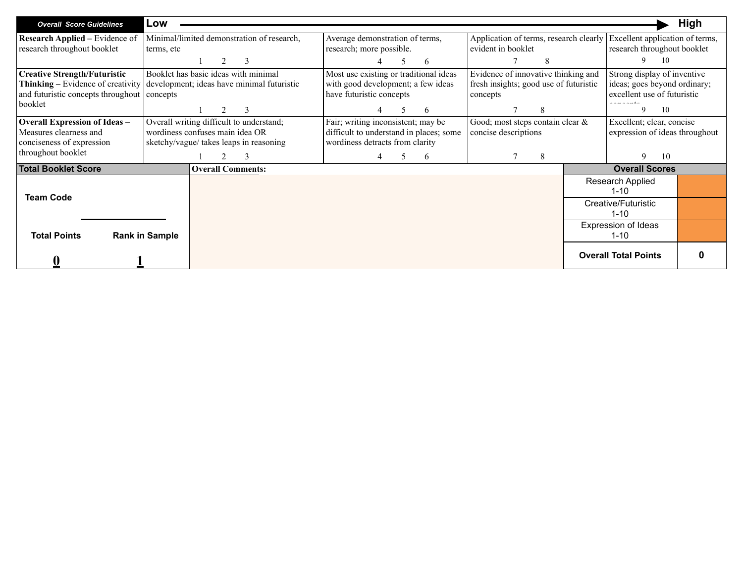| Overall Score Guidelines | Low | | | High |
|---|---|---|---|---|
| **Research Applied** – Evidence of research throughout booklet | Minimal/limited demonstration of research, terms, etc<br>1 2 3 | Average demonstration of terms, research; more possible.<br>4 5 6 | Application of terms, research clearly evident in booklet<br>7 8 | Excellent application of terms, research throughout booklet<br>9 10 |
| **Creative Strength/Futuristic Thinking** – Evidence of creativity and futuristic concepts throughout booklet | Booklet has basic ideas with minimal development; ideas have minimal futuristic concepts<br>1 2 3 | Most use existing or traditional ideas with good development; a few ideas have futuristic concepts<br>4 5 6 | Evidence of innovative thinking and fresh insights; good use of futuristic concepts<br>7 8 | Strong display of inventive ideas; goes beyond ordinary; excellent use of futuristic concepts<br>9 10 |
| **Overall Expression of Ideas** – Measures clearness and conciseness of expression throughout booklet | Overall writing difficult to understand; wordiness confuses main idea OR sketchy/vague/ takes leaps in reasoning<br>1 2 3 | Fair; writing inconsistent; may be difficult to understand in places; some wordiness detracts from clarity<br>4 5 6 | Good; most steps contain clear & concise descriptions<br>7 8 | Excellent; clear, concise expression of ideas throughout<br>9 10 |

| **Total Booklet Score** | | **Overall Comments:** | **Overall Scores** | |
|---|---|---|---|---|
| **Team Code** | | | Research Applied 1-10 | |
| | | | Creative/Futuristic 1-10 | |
| **Total Points** | **Rank in Sample** | | Expression of Ideas 1-10 | |
| **0** | **1** | | **Overall Total Points** | **0** |